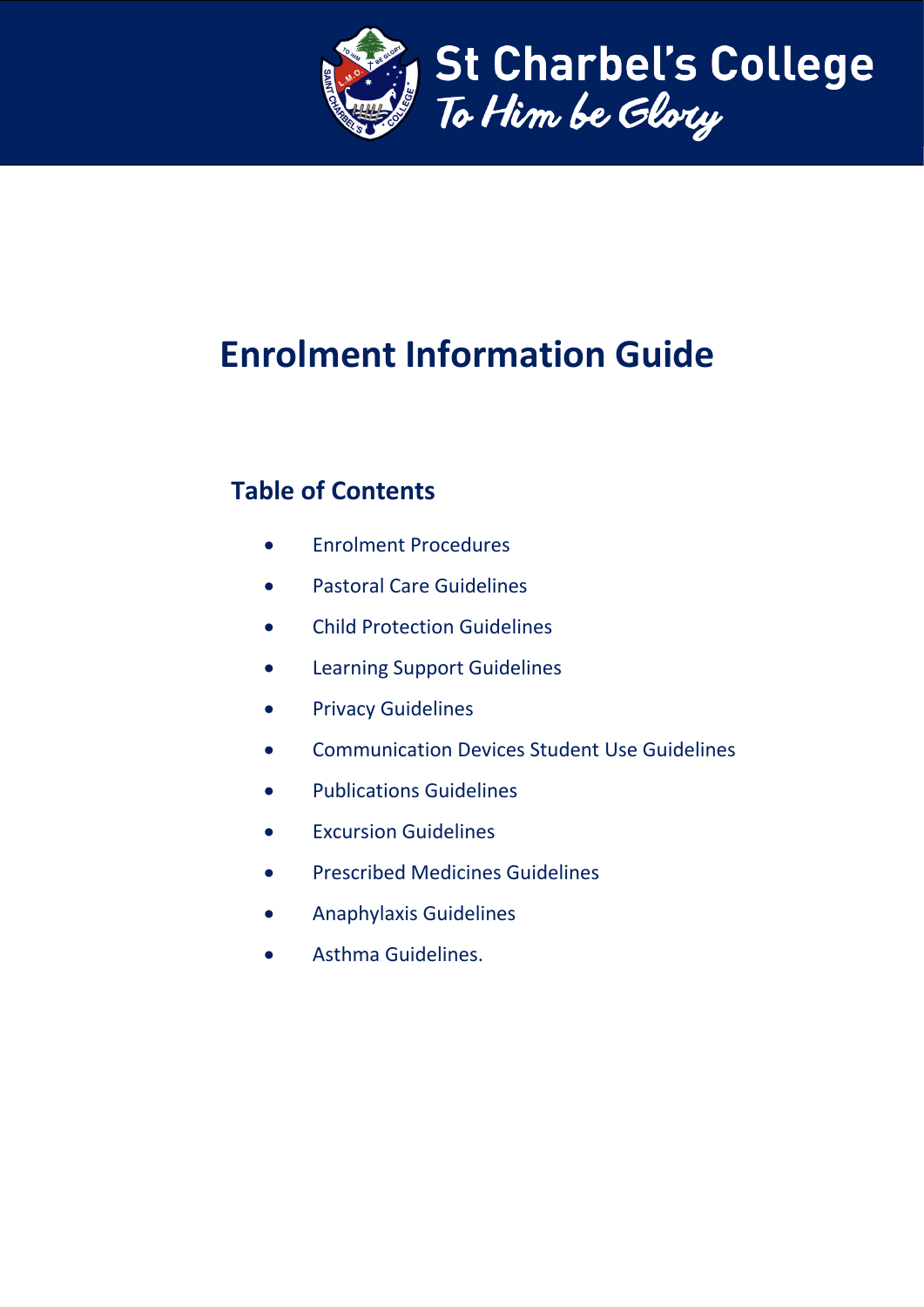St Charbel's College

*To Him be Glory*

# Enrolment Information Guide

## Table of Contents

- Enrolment Procedures
- Pastoral Care Guidelines
- Child Protection Guidelines
- Learning Support Guidelines
- Privacy Guidelines
- Communication Devices Student Use Guidelines
- Publications Guidelines
- Excursion Guidelines
- Prescribed Medicines Guidelines
- Anaphylaxis Guidelines
- Asthma Guidelines.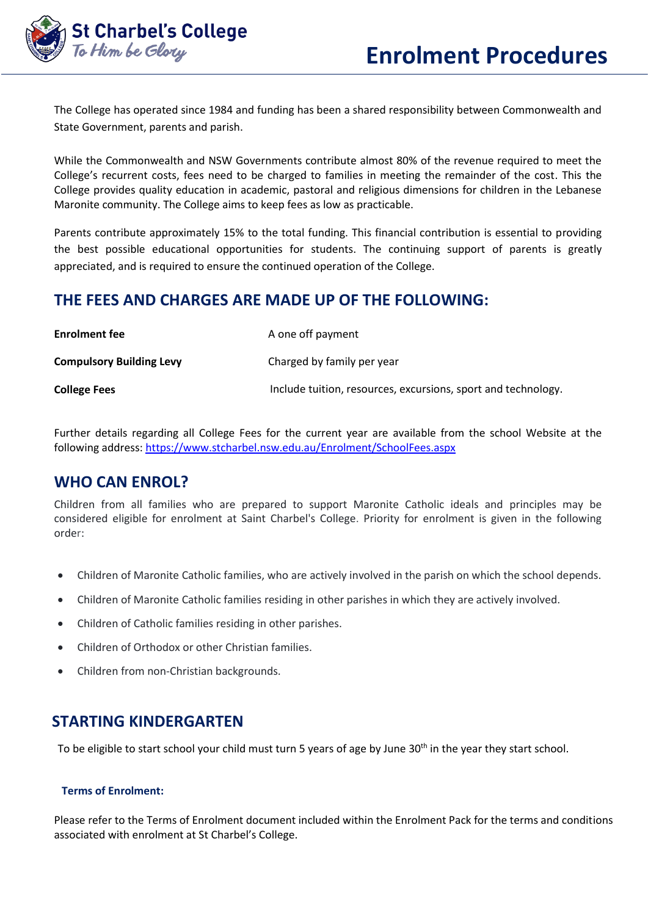# Enrolment Procedures

The College has operated since 1984 and funding has been a shared responsibility between Commonwealth and State Government, parents and parish.

While the Commonwealth and NSW Governments contribute almost 80% of the revenue required to meet the College's recurrent costs, fees need to be charged to families in meeting the remainder of the cost. This the College provides quality education in academic, pastoral and religious dimensions for children in the Lebanese Maronite community. The College aims to keep fees as low as practicable.

Parents contribute approximately 15% to the total funding. This financial contribution is essential to providing the best possible educational opportunities for students. The continuing support of parents is greatly appreciated, and is required to ensure the continued operation of the College.

## THE FEES AND CHARGES ARE MADE UP OF THE FOLLOWING:

| | |
|---|---|
| **Enrolment fee** | A one off payment |
| **Compulsory Building Levy** | Charged by family per year |
| **College Fees** | Include tuition, resources, excursions, sport and technology. |

Further details regarding all College Fees for the current year are available from the school Website at the following address: [https://www.stcharbel.nsw.edu.au/Enrolment/SchoolFees.aspx](https://www.stcharbel.nsw.edu.au/Enrolment/SchoolFees.aspx)

## WHO CAN ENROL?

Children from all families who are prepared to support Maronite Catholic ideals and principles may be considered eligible for enrolment at Saint Charbel's College. Priority for enrolment is given in the following order:

- Children of Maronite Catholic families, who are actively involved in the parish on which the school depends.
- Children of Maronite Catholic families residing in other parishes in which they are actively involved.
- Children of Catholic families residing in other parishes.
- Children of Orthodox or other Christian families.
- Children from non-Christian backgrounds.

## STARTING KINDERGARTEN

To be eligible to start school your child must turn 5 years of age by June 30th in the year they start school.

### Terms of Enrolment:

Please refer to the Terms of Enrolment document included within the Enrolment Pack for the terms and conditions associated with enrolment at St Charbel's College.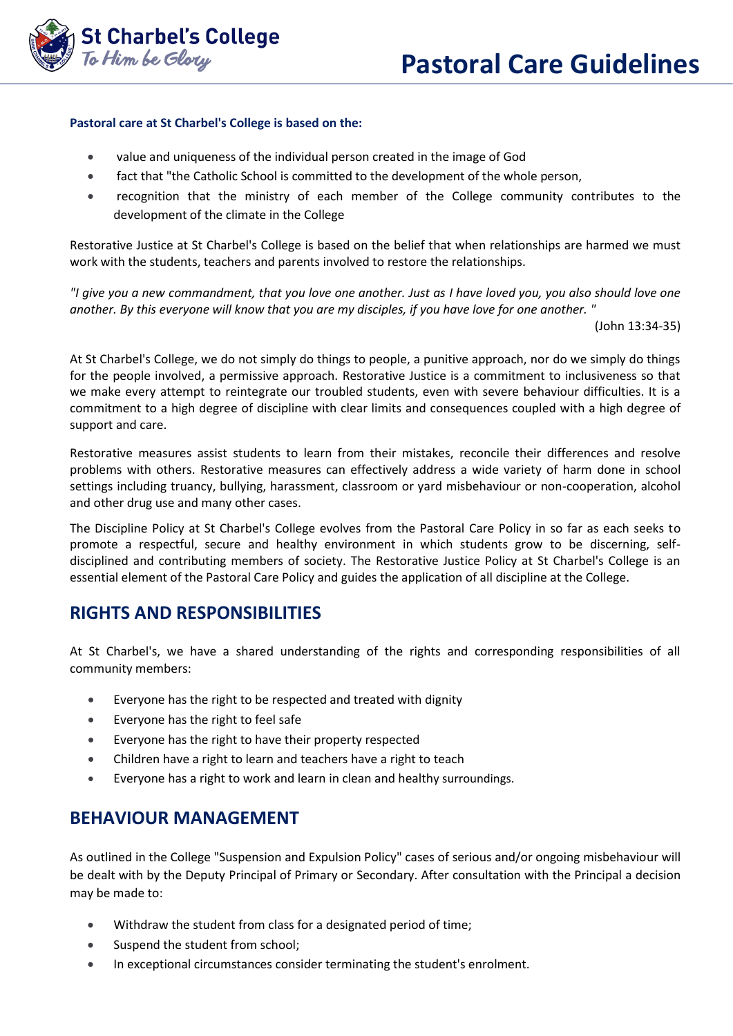**Pastoral care at St Charbel's College is based on the:**

- value and uniqueness of the individual person created in the image of God
- fact that "the Catholic School is committed to the development of the whole person,
- recognition that the ministry of each member of the College community contributes to the development of the climate in the College

Restorative Justice at St Charbel's College is based on the belief that when relationships are harmed we must work with the students, teachers and parents involved to restore the relationships.

*"I give you a new commandment, that you love one another. Just as I have loved you, you also should love one another. By this everyone will know that you are my disciples, if you have love for one another. "*

(John 13:34-35)

At St Charbel's College, we do not simply do things to people, a punitive approach, nor do we simply do things for the people involved, a permissive approach. Restorative Justice is a commitment to inclusiveness so that we make every attempt to reintegrate our troubled students, even with severe behaviour difficulties. It is a commitment to a high degree of discipline with clear limits and consequences coupled with a high degree of support and care.

Restorative measures assist students to learn from their mistakes, reconcile their differences and resolve problems with others. Restorative measures can effectively address a wide variety of harm done in school settings including truancy, bullying, harassment, classroom or yard misbehaviour or non-cooperation, alcohol and other drug use and many other cases.

The Discipline Policy at St Charbel's College evolves from the Pastoral Care Policy in so far as each seeks to promote a respectful, secure and healthy environment in which students grow to be discerning, self-disciplined and contributing members of society. The Restorative Justice Policy at St Charbel's College is an essential element of the Pastoral Care Policy and guides the application of all discipline at the College.

## RIGHTS AND RESPONSIBILITIES

At St Charbel's, we have a shared understanding of the rights and corresponding responsibilities of all community members:

- Everyone has the right to be respected and treated with dignity
- Everyone has the right to feel safe
- Everyone has the right to have their property respected
- Children have a right to learn and teachers have a right to teach
- Everyone has a right to work and learn in clean and healthy surroundings.

## BEHAVIOUR MANAGEMENT

As outlined in the College "Suspension and Expulsion Policy" cases of serious and/or ongoing misbehaviour will be dealt with by the Deputy Principal of Primary or Secondary. After consultation with the Principal a decision may be made to:

- Withdraw the student from class for a designated period of time;
- Suspend the student from school;
- In exceptional circumstances consider terminating the student's enrolment.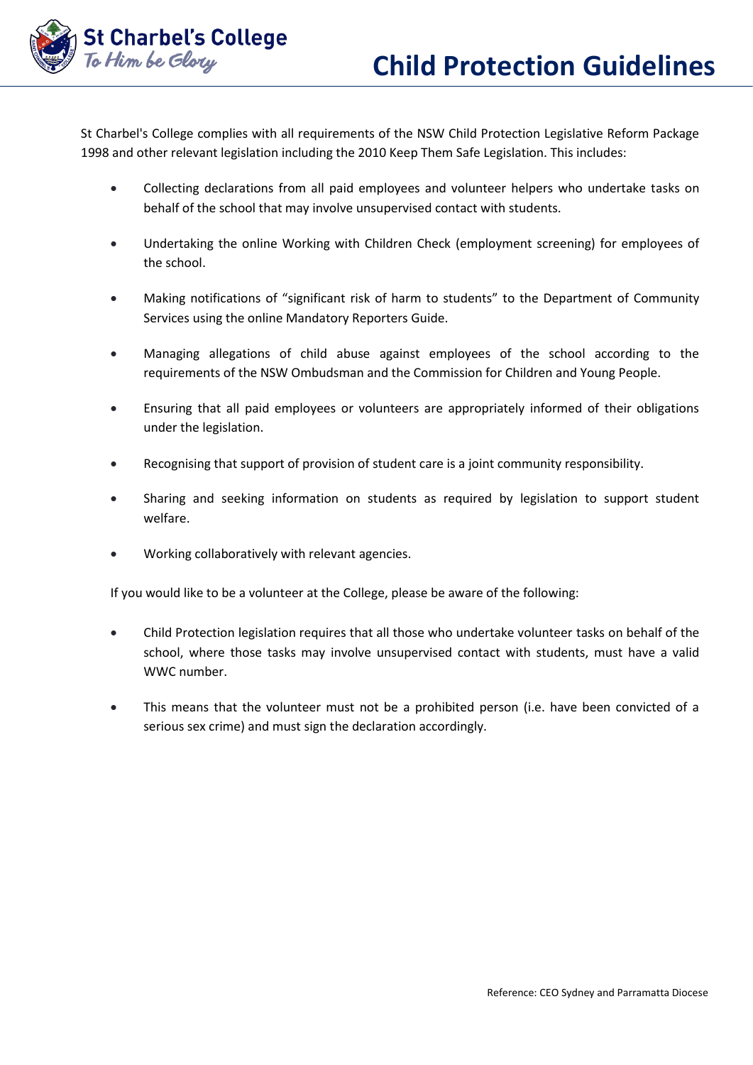# Child Protection Guidelines

St Charbel's College complies with all requirements of the NSW Child Protection Legislative Reform Package 1998 and other relevant legislation including the 2010 Keep Them Safe Legislation. This includes:

- Collecting declarations from all paid employees and volunteer helpers who undertake tasks on behalf of the school that may involve unsupervised contact with students.
- Undertaking the online Working with Children Check (employment screening) for employees of the school.
- Making notifications of "significant risk of harm to students" to the Department of Community Services using the online Mandatory Reporters Guide.
- Managing allegations of child abuse against employees of the school according to the requirements of the NSW Ombudsman and the Commission for Children and Young People.
- Ensuring that all paid employees or volunteers are appropriately informed of their obligations under the legislation.
- Recognising that support of provision of student care is a joint community responsibility.
- Sharing and seeking information on students as required by legislation to support student welfare.
- Working collaboratively with relevant agencies.

If you would like to be a volunteer at the College, please be aware of the following:

- Child Protection legislation requires that all those who undertake volunteer tasks on behalf of the school, where those tasks may involve unsupervised contact with students, must have a valid WWC number.
- This means that the volunteer must not be a prohibited person (i.e. have been convicted of a serious sex crime) and must sign the declaration accordingly.

Reference: CEO Sydney and Parramatta Diocese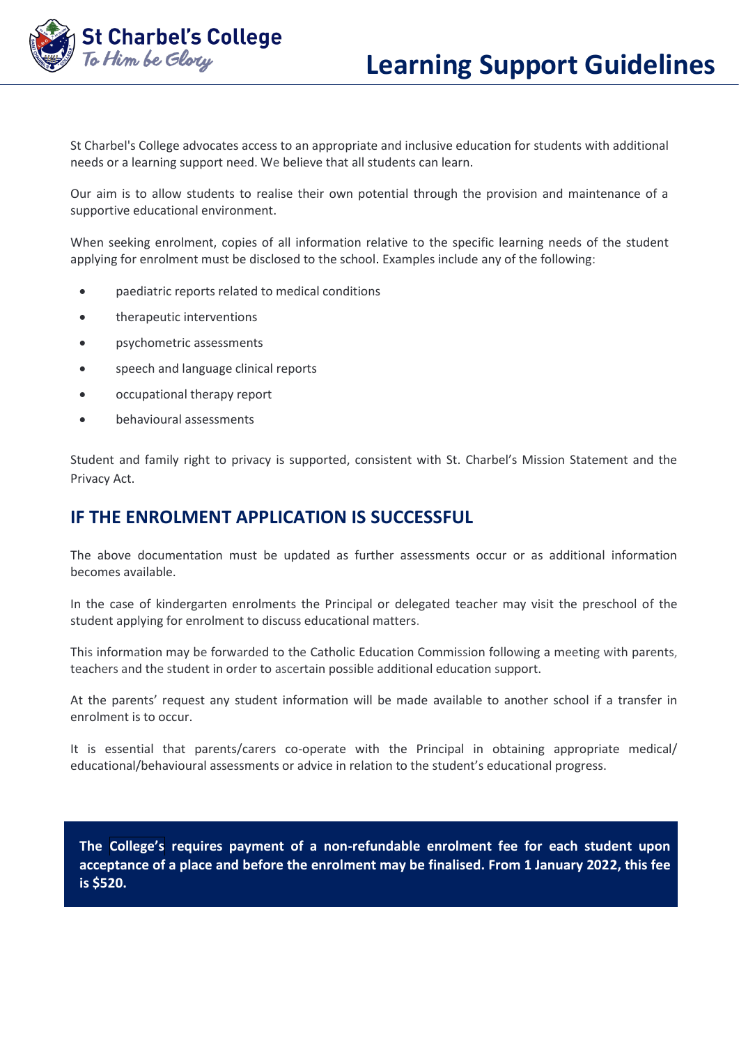# Learning Support Guidelines

St Charbel's College advocates access to an appropriate and inclusive education for students with additional needs or a learning support need. We believe that all students can learn.

Our aim is to allow students to realise their own potential through the provision and maintenance of a supportive educational environment.

When seeking enrolment, copies of all information relative to the specific learning needs of the student applying for enrolment must be disclosed to the school. Examples include any of the following:

- paediatric reports related to medical conditions
- therapeutic interventions
- psychometric assessments
- speech and language clinical reports
- occupational therapy report
- behavioural assessments

Student and family right to privacy is supported, consistent with St. Charbel's Mission Statement and the Privacy Act.

## IF THE ENROLMENT APPLICATION IS SUCCESSFUL

The above documentation must be updated as further assessments occur or as additional information becomes available.

In the case of kindergarten enrolments the Principal or delegated teacher may visit the preschool of the student applying for enrolment to discuss educational matters.

This information may be forwarded to the Catholic Education Commission following a meeting with parents, teachers and the student in order to ascertain possible additional education support.

At the parents' request any student information will be made available to another school if a transfer in enrolment is to occur.

It is essential that parents/carers co-operate with the Principal in obtaining appropriate medical/ educational/behavioural assessments or advice in relation to the student's educational progress.

**The College's requires payment of a non-refundable enrolment fee for each student upon acceptance of a place and before the enrolment may be finalised. From 1 January 2022, this fee is $520.**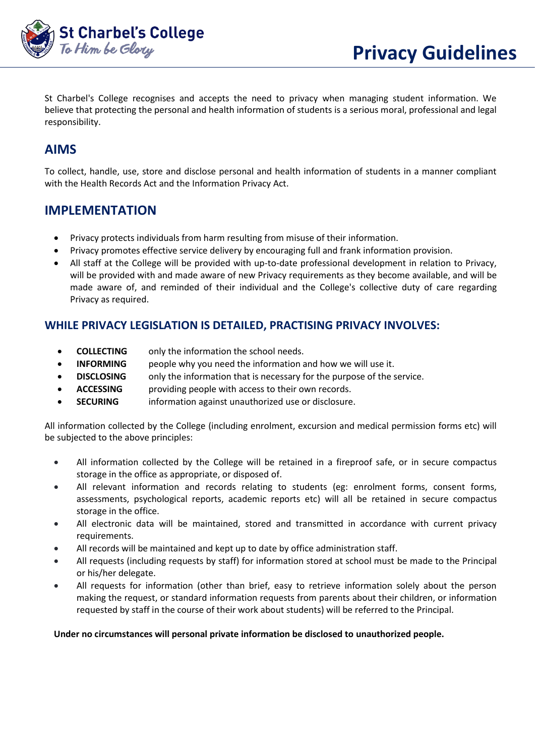# Privacy Guidelines

St Charbel's College recognises and accepts the need to privacy when managing student information. We believe that protecting the personal and health information of students is a serious moral, professional and legal responsibility.

## AIMS

To collect, handle, use, store and disclose personal and health information of students in a manner compliant with the Health Records Act and the Information Privacy Act.

## IMPLEMENTATION

- Privacy protects individuals from harm resulting from misuse of their information.
- Privacy promotes effective service delivery by encouraging full and frank information provision.
- All staff at the College will be provided with up-to-date professional development in relation to Privacy, will be provided with and made aware of new Privacy requirements as they become available, and will be made aware of, and reminded of their individual and the College's collective duty of care regarding Privacy as required.

### WHILE PRIVACY LEGISLATION IS DETAILED, PRACTISING PRIVACY INVOLVES:

- **COLLECTING** only the information the school needs.
- **INFORMING** people why you need the information and how we will use it.
- **DISCLOSING** only the information that is necessary for the purpose of the service.
- **ACCESSING** providing people with access to their own records.
- **SECURING** information against unauthorized use or disclosure.

All information collected by the College (including enrolment, excursion and medical permission forms etc) will be subjected to the above principles:

- All information collected by the College will be retained in a fireproof safe, or in secure compactus storage in the office as appropriate, or disposed of.
- All relevant information and records relating to students (eg: enrolment forms, consent forms, assessments, psychological reports, academic reports etc) will all be retained in secure compactus storage in the office.
- All electronic data will be maintained, stored and transmitted in accordance with current privacy requirements.
- All records will be maintained and kept up to date by office administration staff.
- All requests (including requests by staff) for information stored at school must be made to the Principal or his/her delegate.
- All requests for information (other than brief, easy to retrieve information solely about the person making the request, or standard information requests from parents about their children, or information requested by staff in the course of their work about students) will be referred to the Principal.

**Under no circumstances will personal private information be disclosed to unauthorized people.**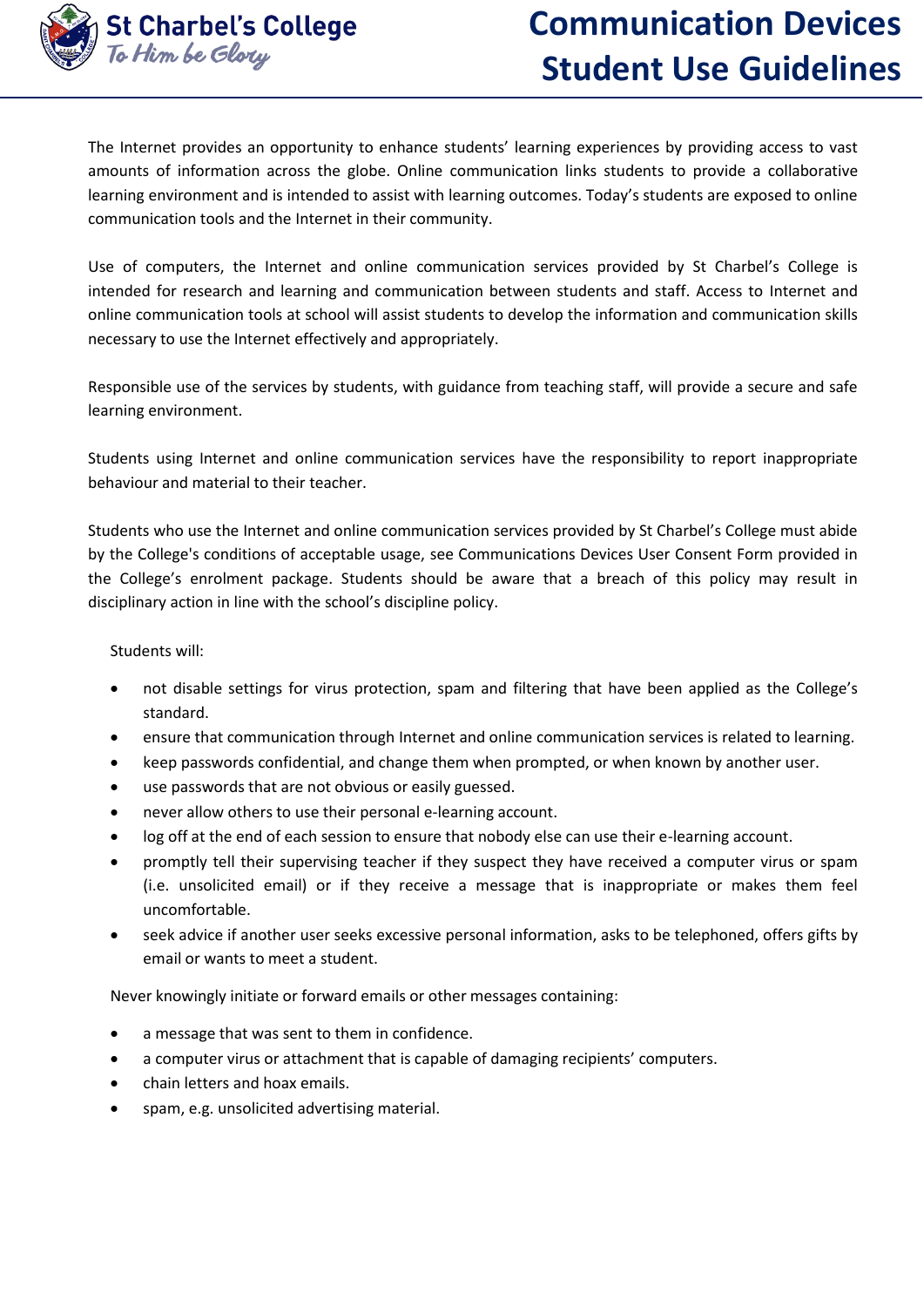# Communication Devices Student Use Guidelines

The Internet provides an opportunity to enhance students' learning experiences by providing access to vast amounts of information across the globe. Online communication links students to provide a collaborative learning environment and is intended to assist with learning outcomes. Today's students are exposed to online communication tools and the Internet in their community.

Use of computers, the Internet and online communication services provided by St Charbel's College is intended for research and learning and communication between students and staff. Access to Internet and online communication tools at school will assist students to develop the information and communication skills necessary to use the Internet effectively and appropriately.

Responsible use of the services by students, with guidance from teaching staff, will provide a secure and safe learning environment.

Students using Internet and online communication services have the responsibility to report inappropriate behaviour and material to their teacher.

Students who use the Internet and online communication services provided by St Charbel's College must abide by the College's conditions of acceptable usage, see Communications Devices User Consent Form provided in the College's enrolment package. Students should be aware that a breach of this policy may result in disciplinary action in line with the school's discipline policy.

Students will:

- not disable settings for virus protection, spam and filtering that have been applied as the College's standard.
- ensure that communication through Internet and online communication services is related to learning.
- keep passwords confidential, and change them when prompted, or when known by another user.
- use passwords that are not obvious or easily guessed.
- never allow others to use their personal e-learning account.
- log off at the end of each session to ensure that nobody else can use their e-learning account.
- promptly tell their supervising teacher if they suspect they have received a computer virus or spam (i.e. unsolicited email) or if they receive a message that is inappropriate or makes them feel uncomfortable.
- seek advice if another user seeks excessive personal information, asks to be telephoned, offers gifts by email or wants to meet a student.

Never knowingly initiate or forward emails or other messages containing:

- a message that was sent to them in confidence.
- a computer virus or attachment that is capable of damaging recipients' computers.
- chain letters and hoax emails.
- spam, e.g. unsolicited advertising material.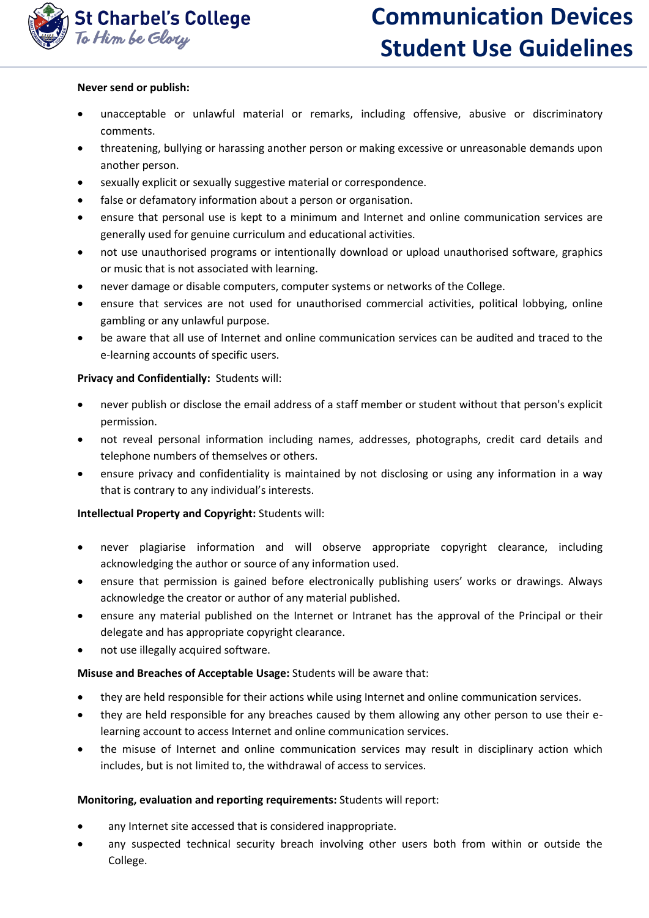**Never send or publish:**

- unacceptable or unlawful material or remarks, including offensive, abusive or discriminatory comments.
- threatening, bullying or harassing another person or making excessive or unreasonable demands upon another person.
- sexually explicit or sexually suggestive material or correspondence.
- false or defamatory information about a person or organisation.
- ensure that personal use is kept to a minimum and Internet and online communication services are generally used for genuine curriculum and educational activities.
- not use unauthorised programs or intentionally download or upload unauthorised software, graphics or music that is not associated with learning.
- never damage or disable computers, computer systems or networks of the College.
- ensure that services are not used for unauthorised commercial activities, political lobbying, online gambling or any unlawful purpose.
- be aware that all use of Internet and online communication services can be audited and traced to the e-learning accounts of specific users.

**Privacy and Confidentially:** Students will:

- never publish or disclose the email address of a staff member or student without that person's explicit permission.
- not reveal personal information including names, addresses, photographs, credit card details and telephone numbers of themselves or others.
- ensure privacy and confidentiality is maintained by not disclosing or using any information in a way that is contrary to any individual's interests.

**Intellectual Property and Copyright:** Students will:

- never plagiarise information and will observe appropriate copyright clearance, including acknowledging the author or source of any information used.
- ensure that permission is gained before electronically publishing users' works or drawings. Always acknowledge the creator or author of any material published.
- ensure any material published on the Internet or Intranet has the approval of the Principal or their delegate and has appropriate copyright clearance.
- not use illegally acquired software.

**Misuse and Breaches of Acceptable Usage:** Students will be aware that:

- they are held responsible for their actions while using Internet and online communication services.
- they are held responsible for any breaches caused by them allowing any other person to use their e-learning account to access Internet and online communication services.
- the misuse of Internet and online communication services may result in disciplinary action which includes, but is not limited to, the withdrawal of access to services.

**Monitoring, evaluation and reporting requirements:** Students will report:

- any Internet site accessed that is considered inappropriate.
- any suspected technical security breach involving other users both from within or outside the College.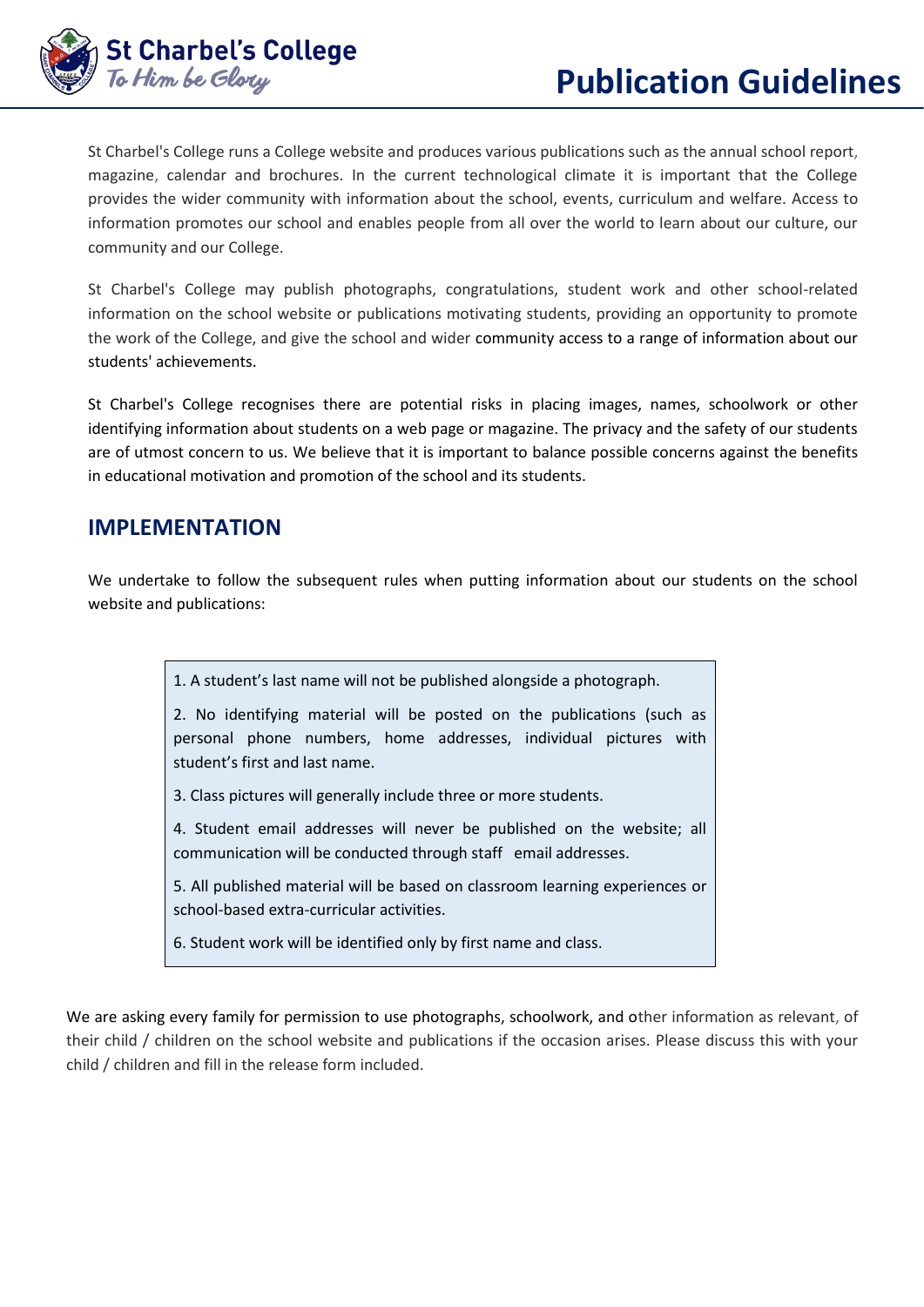# Publication Guidelines

St Charbel's College runs a College website and produces various publications such as the annual school report, magazine, calendar and brochures. In the current technological climate it is important that the College provides the wider community with information about the school, events, curriculum and welfare. Access to information promotes our school and enables people from all over the world to learn about our culture, our community and our College.

St Charbel's College may publish photographs, congratulations, student work and other school-related information on the school website or publications motivating students, providing an opportunity to promote the work of the College, and give the school and wider community access to a range of information about our students' achievements.

St Charbel's College recognises there are potential risks in placing images, names, schoolwork or other identifying information about students on a web page or magazine. The privacy and the safety of our students are of utmost concern to us. We believe that it is important to balance possible concerns against the benefits in educational motivation and promotion of the school and its students.

## IMPLEMENTATION

We undertake to follow the subsequent rules when putting information about our students on the school website and publications:

1. A student's last name will not be published alongside a photograph.

2. No identifying material will be posted on the publications (such as personal phone numbers, home addresses, individual pictures with student's first and last name.

3. Class pictures will generally include three or more students.

4. Student email addresses will never be published on the website; all communication will be conducted through staff email addresses.

5. All published material will be based on classroom learning experiences or school-based extra-curricular activities.

6. Student work will be identified only by first name and class.

We are asking every family for permission to use photographs, schoolwork, and other information as relevant, of their child / children on the school website and publications if the occasion arises. Please discuss this with your child / children and fill in the release form included.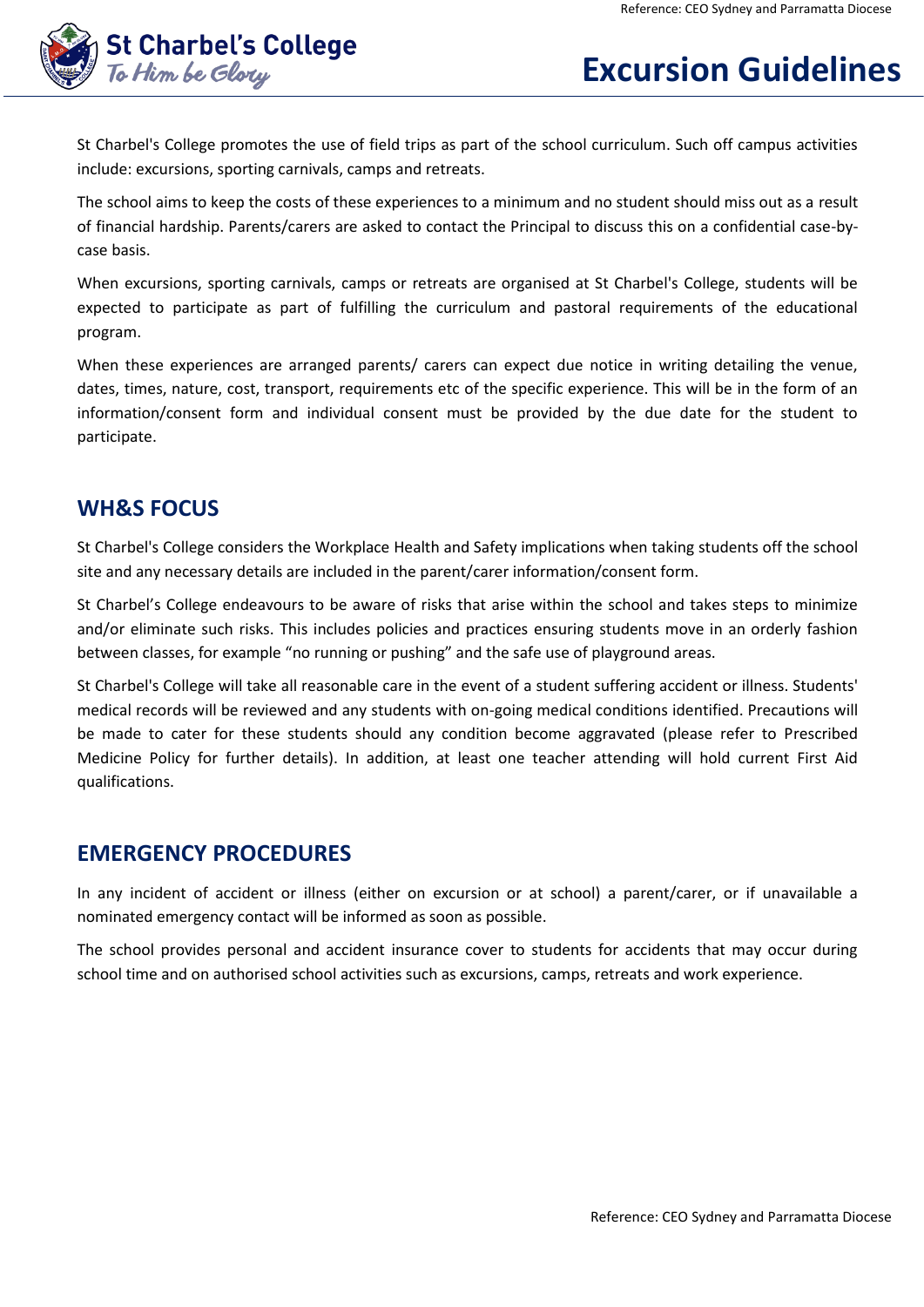# Excursion Guidelines

St Charbel's College promotes the use of field trips as part of the school curriculum. Such off campus activities include: excursions, sporting carnivals, camps and retreats.

The school aims to keep the costs of these experiences to a minimum and no student should miss out as a result of financial hardship. Parents/carers are asked to contact the Principal to discuss this on a confidential case-by-case basis.

When excursions, sporting carnivals, camps or retreats are organised at St Charbel's College, students will be expected to participate as part of fulfilling the curriculum and pastoral requirements of the educational program.

When these experiences are arranged parents/ carers can expect due notice in writing detailing the venue, dates, times, nature, cost, transport, requirements etc of the specific experience. This will be in the form of an information/consent form and individual consent must be provided by the due date for the student to participate.

## WH&S FOCUS

St Charbel's College considers the Workplace Health and Safety implications when taking students off the school site and any necessary details are included in the parent/carer information/consent form.

St Charbel's College endeavours to be aware of risks that arise within the school and takes steps to minimize and/or eliminate such risks. This includes policies and practices ensuring students move in an orderly fashion between classes, for example "no running or pushing" and the safe use of playground areas.

St Charbel's College will take all reasonable care in the event of a student suffering accident or illness. Students' medical records will be reviewed and any students with on-going medical conditions identified. Precautions will be made to cater for these students should any condition become aggravated (please refer to Prescribed Medicine Policy for further details). In addition, at least one teacher attending will hold current First Aid qualifications.

## EMERGENCY PROCEDURES

In any incident of accident or illness (either on excursion or at school) a parent/carer, or if unavailable a nominated emergency contact will be informed as soon as possible.

The school provides personal and accident insurance cover to students for accidents that may occur during school time and on authorised school activities such as excursions, camps, retreats and work experience.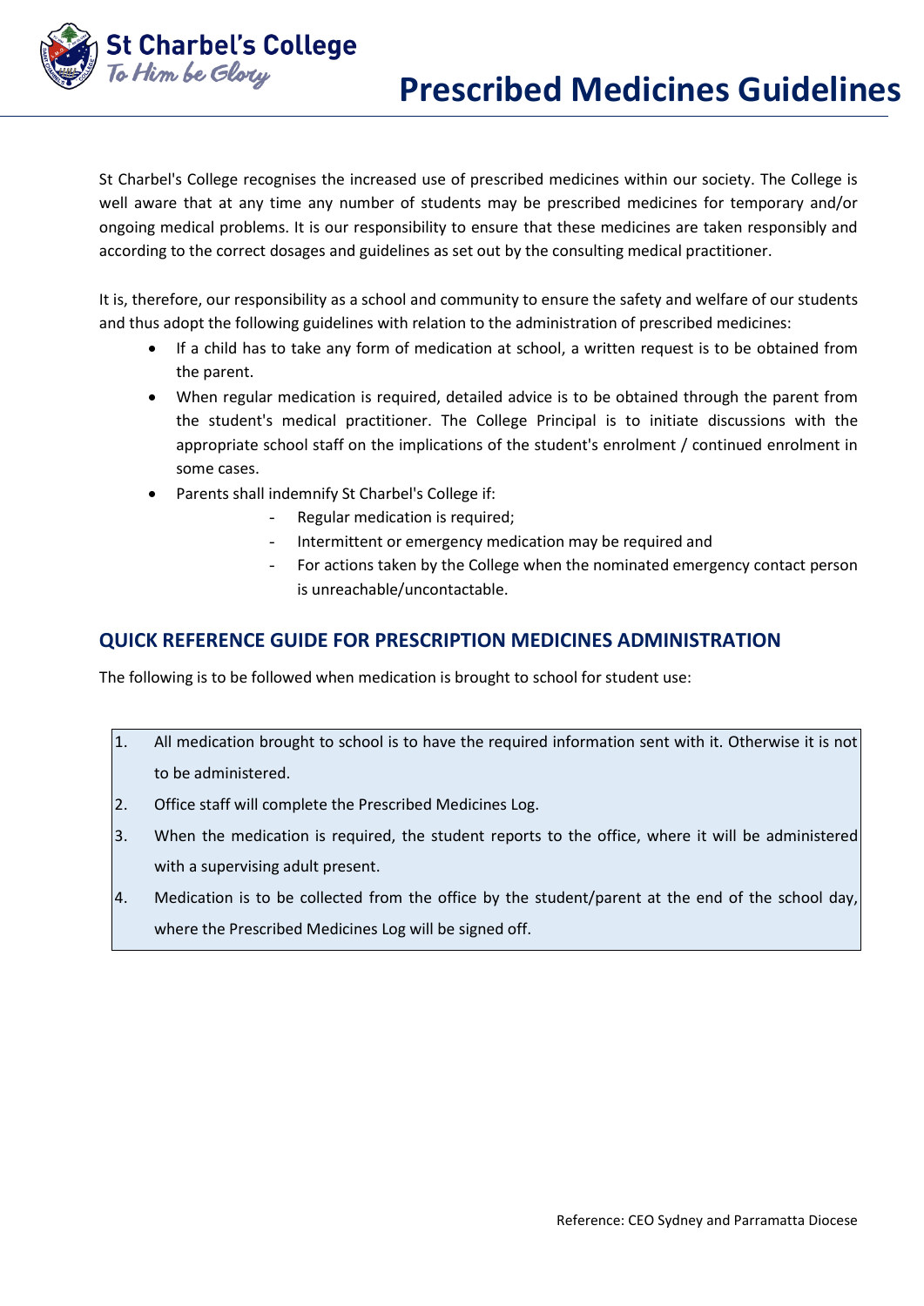St Charbel's College
*To Him be Glory*

# Prescribed Medicines Guidelines

St Charbel's College recognises the increased use of prescribed medicines within our society. The College is well aware that at any time any number of students may be prescribed medicines for temporary and/or ongoing medical problems. It is our responsibility to ensure that these medicines are taken responsibly and according to the correct dosages and guidelines as set out by the consulting medical practitioner.

It is, therefore, our responsibility as a school and community to ensure the safety and welfare of our students and thus adopt the following guidelines with relation to the administration of prescribed medicines:

- If a child has to take any form of medication at school, a written request is to be obtained from the parent.
- When regular medication is required, detailed advice is to be obtained through the parent from the student's medical practitioner. The College Principal is to initiate discussions with the appropriate school staff on the implications of the student's enrolment / continued enrolment in some cases.
- Parents shall indemnify St Charbel's College if:
    - Regular medication is required;
    - Intermittent or emergency medication may be required and
    - For actions taken by the College when the nominated emergency contact person is unreachable/uncontactable.

## QUICK REFERENCE GUIDE FOR PRESCRIPTION MEDICINES ADMINISTRATION

The following is to be followed when medication is brought to school for student use:

1. All medication brought to school is to have the required information sent with it. Otherwise it is not to be administered.
2. Office staff will complete the Prescribed Medicines Log.
3. When the medication is required, the student reports to the office, where it will be administered with a supervising adult present.
4. Medication is to be collected from the office by the student/parent at the end of the school day, where the Prescribed Medicines Log will be signed off.

Reference: CEO Sydney and Parramatta Diocese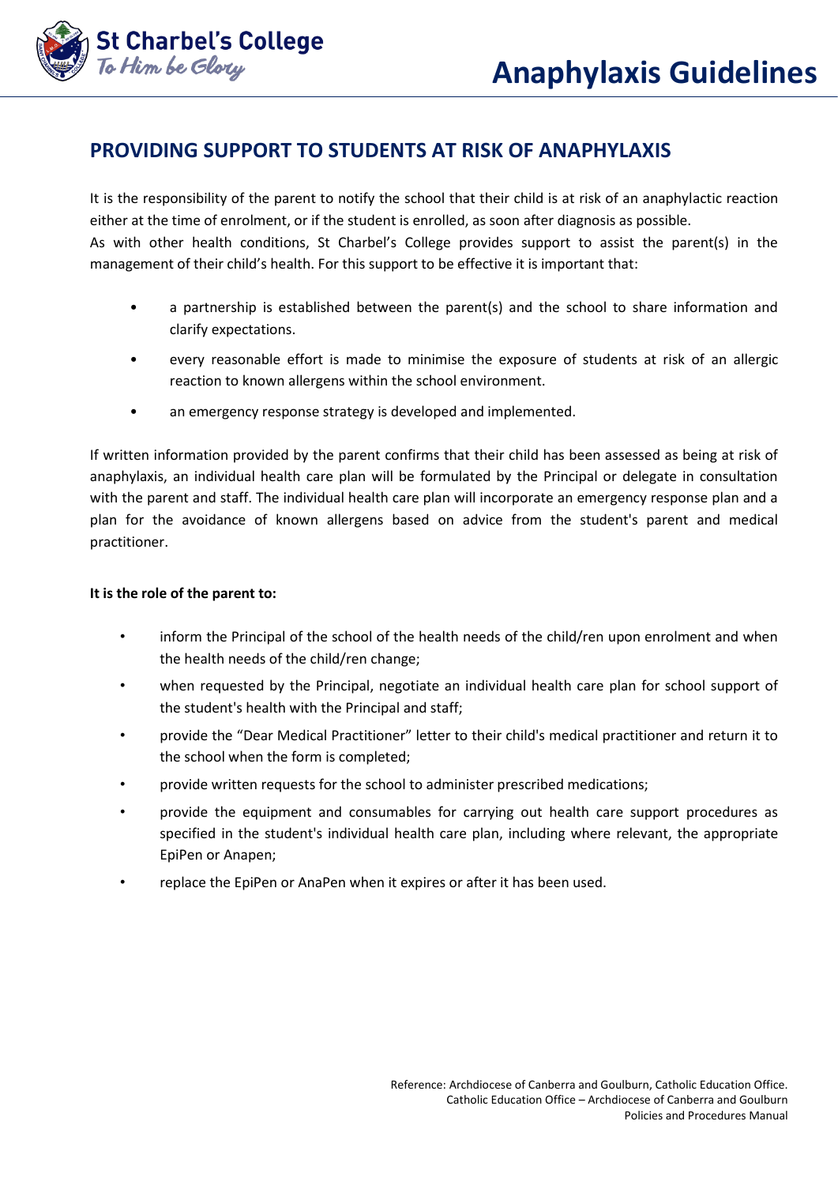## PROVIDING SUPPORT TO STUDENTS AT RISK OF ANAPHYLAXIS

It is the responsibility of the parent to notify the school that their child is at risk of an anaphylactic reaction either at the time of enrolment, or if the student is enrolled, as soon after diagnosis as possible.
As with other health conditions, St Charbel's College provides support to assist the parent(s) in the management of their child's health. For this support to be effective it is important that:

- a partnership is established between the parent(s) and the school to share information and clarify expectations.
- every reasonable effort is made to minimise the exposure of students at risk of an allergic reaction to known allergens within the school environment.
- an emergency response strategy is developed and implemented.

If written information provided by the parent confirms that their child has been assessed as being at risk of anaphylaxis, an individual health care plan will be formulated by the Principal or delegate in consultation with the parent and staff. The individual health care plan will incorporate an emergency response plan and a plan for the avoidance of known allergens based on advice from the student's parent and medical practitioner.

**It is the role of the parent to:**

- inform the Principal of the school of the health needs of the child/ren upon enrolment and when the health needs of the child/ren change;
- when requested by the Principal, negotiate an individual health care plan for school support of the student's health with the Principal and staff;
- provide the "Dear Medical Practitioner" letter to their child's medical practitioner and return it to the school when the form is completed;
- provide written requests for the school to administer prescribed medications;
- provide the equipment and consumables for carrying out health care support procedures as specified in the student's individual health care plan, including where relevant, the appropriate EpiPen or Anapen;
- replace the EpiPen or AnaPen when it expires or after it has been used.

Reference: Archdiocese of Canberra and Goulburn, Catholic Education Office.
Catholic Education Office – Archdiocese of Canberra and Goulburn
Policies and Procedures Manual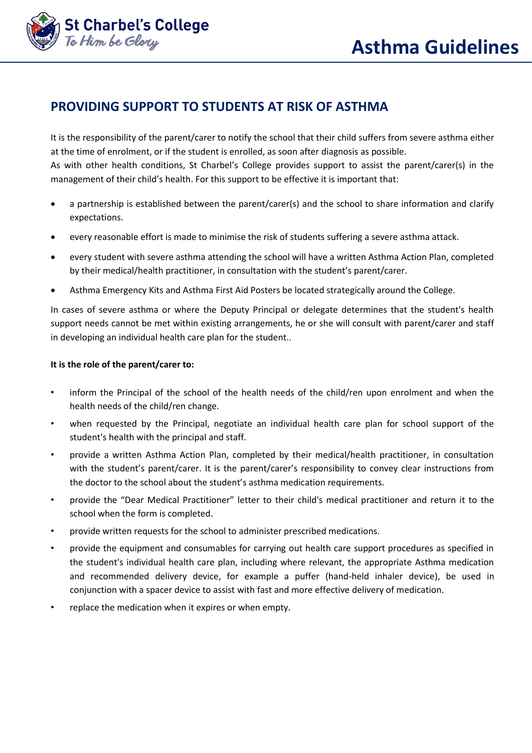## PROVIDING SUPPORT TO STUDENTS AT RISK OF ASTHMA

It is the responsibility of the parent/carer to notify the school that their child suffers from severe asthma either at the time of enrolment, or if the student is enrolled, as soon after diagnosis as possible.
As with other health conditions, St Charbel's College provides support to assist the parent/carer(s) in the management of their child's health. For this support to be effective it is important that:

- a partnership is established between the parent/carer(s) and the school to share information and clarify expectations.
- every reasonable effort is made to minimise the risk of students suffering a severe asthma attack.
- every student with severe asthma attending the school will have a written Asthma Action Plan, completed by their medical/health practitioner, in consultation with the student's parent/carer.
- Asthma Emergency Kits and Asthma First Aid Posters be located strategically around the College.

In cases of severe asthma or where the Deputy Principal or delegate determines that the student's health support needs cannot be met within existing arrangements, he or she will consult with parent/carer and staff in developing an individual health care plan for the student..

**It is the role of the parent/carer to:**

- inform the Principal of the school of the health needs of the child/ren upon enrolment and when the health needs of the child/ren change.
- when requested by the Principal, negotiate an individual health care plan for school support of the student's health with the principal and staff.
- provide a written Asthma Action Plan, completed by their medical/health practitioner, in consultation with the student's parent/carer. It is the parent/carer's responsibility to convey clear instructions from the doctor to the school about the student's asthma medication requirements.
- provide the "Dear Medical Practitioner" letter to their child's medical practitioner and return it to the school when the form is completed.
- provide written requests for the school to administer prescribed medications.
- provide the equipment and consumables for carrying out health care support procedures as specified in the student's individual health care plan, including where relevant, the appropriate Asthma medication and recommended delivery device, for example a puffer (hand-held inhaler device), be used in conjunction with a spacer device to assist with fast and more effective delivery of medication.
- replace the medication when it expires or when empty.